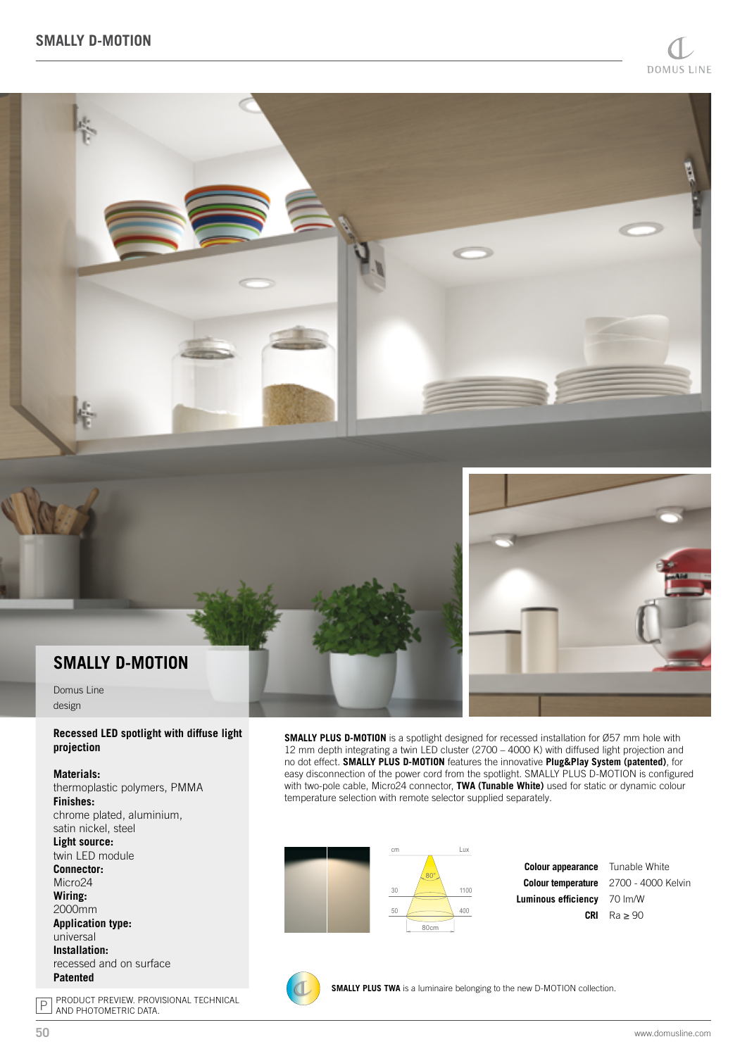# SMALLY D-MOTION

Domus Line
design

**Recessed LED spotlight with diffuse light projection**

**Materials:**
thermoplastic polymers, PMMA
**Finishes:**
chrome plated, aluminium, satin nickel, steel
**Light source:**
twin LED module
**Connector:**
Micro24
**Wiring:**
2000mm
**Application type:**
universal
**Installation:**
recessed and on surface
**Patented**

P PRODUCT PREVIEW. PROVISIONAL TECHNICAL AND PHOTOMETRIC DATA.

**SMALLY PLUS D-MOTION** is a spotlight designed for recessed installation for Ø57 mm hole with 12 mm depth integrating a twin LED cluster (2700 – 4000 K) with diffused light projection and no dot effect. **SMALLY PLUS D-MOTION** features the innovative **Plug&Play System (patented)**, for easy disconnection of the power cord from the spotlight. SMALLY PLUS D-MOTION is configured with two-pole cable, Micro24 connector, **TWA (Tunable White)** used for static or dynamic colour temperature selection with remote selector supplied separately.

| cm | | Lux |
|---|---|---|
| | 80° | |
| 30 | | 1100 |
| 50 | | 400 |
| | 80cm | |

| | |
|---|---|
| **Colour appearance** | Tunable White |
| **Colour temperature** | 2700 - 4000 Kelvin |
| **Luminous efficiency** | 70 lm/W |
| **CRI** | Ra ≥ 90 |

**SMALLY PLUS TWA** is a luminaire belonging to the new D-MOTION collection.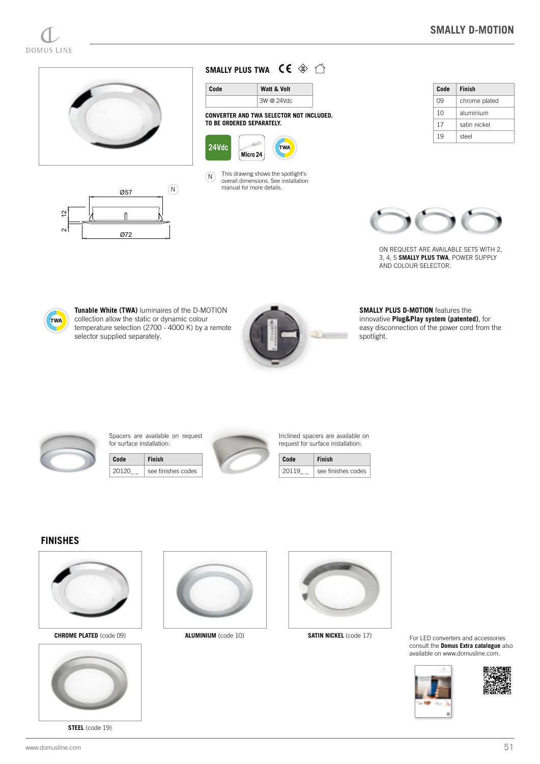# SMALLY D-MOTION

## SMALLY PLUS TWA

| Code | Watt & Volt |
|---|---|
| | 3W @ 24Vdc |

**CONVERTER AND TWA SELECTOR NOT INCLUDED. TO BE ORDERED SEPARATELY.**

24Vdc   Micro 24   TWA

Ⓝ This drawing shows the spotlight's overall dimensions. See installation manual for more details.

Ø57
Ø72
12
2
N

| Code | Finish |
|---|---|
| 09 | chrome plated |
| 10 | aluminium |
| 17 | satin nickel |
| 19 | steel |

ON REQUEST ARE AVAILABLE SETS WITH 2, 3, 4, 5 **SMALLY PLUS TWA**, POWER SUPPLY AND COLOUR SELECTOR.

**Tunable White (TWA)** luminaires of the D-MOTION collection allow the static or dynamic colour temperature selection (2700 - 4000 K) by a remote selector supplied separately.

**SMALLY PLUS D-MOTION** features the innovative **Plug&Play system (patented)**, for easy disconnection of the power cord from the spotlight.

Spacers are available on request for surface installation:

| Code | Finish |
|---|---|
| 20120_ _ | see finishes codes |

Inclined spacers are available on request for surface installation:

| Code | Finish |
|---|---|
| 20119_ _ | see finishes codes |

## FINISHES

**CHROME PLATED** (code 09)

**ALUMINIUM** (code 10)

**SATIN NICKEL** (code 17)

**STEEL** (code 19)

For LED converters and accessories consult the **Domus Extra catalogue** also available on www.domusline.com.